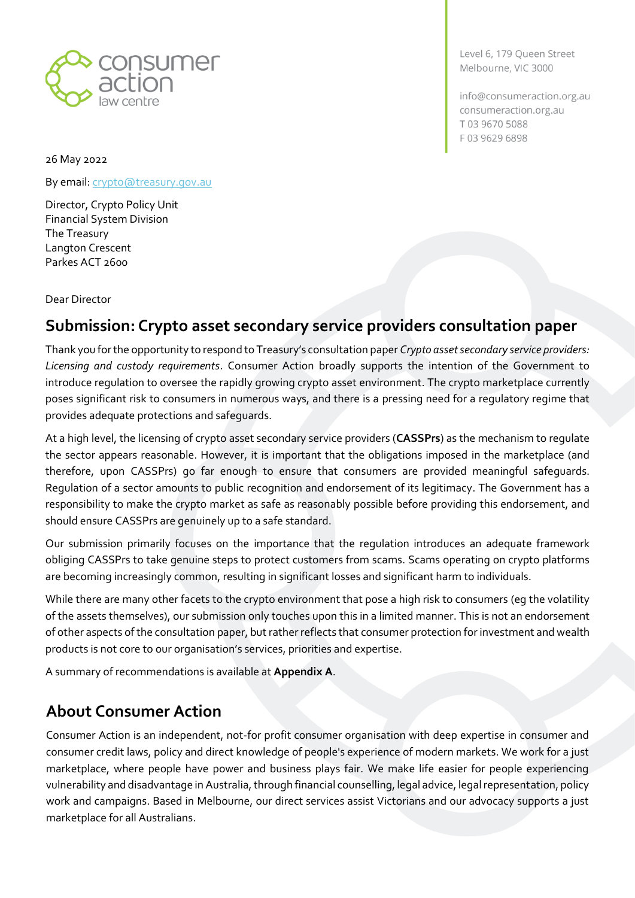consumer action law centre

Level 6, 179 Queen Street
Melbourne, VIC 3000

info@consumeraction.org.au
consumeraction.org.au
T 03 9670 5088
F 03 9629 6898

26 May 2022

By email: crypto@treasury.gov.au

Director, Crypto Policy Unit
Financial System Division
The Treasury
Langton Crescent
Parkes ACT 2600

Dear Director

## Submission: Crypto asset secondary service providers consultation paper

Thank you for the opportunity to respond to Treasury's consultation paper *Crypto asset secondary service providers: Licensing and custody requirements*. Consumer Action broadly supports the intention of the Government to introduce regulation to oversee the rapidly growing crypto asset environment. The crypto marketplace currently poses significant risk to consumers in numerous ways, and there is a pressing need for a regulatory regime that provides adequate protections and safeguards.

At a high level, the licensing of crypto asset secondary service providers (**CASSPrs**) as the mechanism to regulate the sector appears reasonable. However, it is important that the obligations imposed in the marketplace (and therefore, upon CASSPrs) go far enough to ensure that consumers are provided meaningful safeguards. Regulation of a sector amounts to public recognition and endorsement of its legitimacy. The Government has a responsibility to make the crypto market as safe as reasonably possible before providing this endorsement, and should ensure CASSPrs are genuinely up to a safe standard.

Our submission primarily focuses on the importance that the regulation introduces an adequate framework obliging CASSPrs to take genuine steps to protect customers from scams. Scams operating on crypto platforms are becoming increasingly common, resulting in significant losses and significant harm to individuals.

While there are many other facets to the crypto environment that pose a high risk to consumers (eg the volatility of the assets themselves), our submission only touches upon this in a limited manner. This is not an endorsement of other aspects of the consultation paper, but rather reflects that consumer protection for investment and wealth products is not core to our organisation's services, priorities and expertise.

A summary of recommendations is available at **Appendix A**.

## About Consumer Action

Consumer Action is an independent, not-for profit consumer organisation with deep expertise in consumer and consumer credit laws, policy and direct knowledge of people's experience of modern markets. We work for a just marketplace, where people have power and business plays fair. We make life easier for people experiencing vulnerability and disadvantage in Australia, through financial counselling, legal advice, legal representation, policy work and campaigns. Based in Melbourne, our direct services assist Victorians and our advocacy supports a just marketplace for all Australians.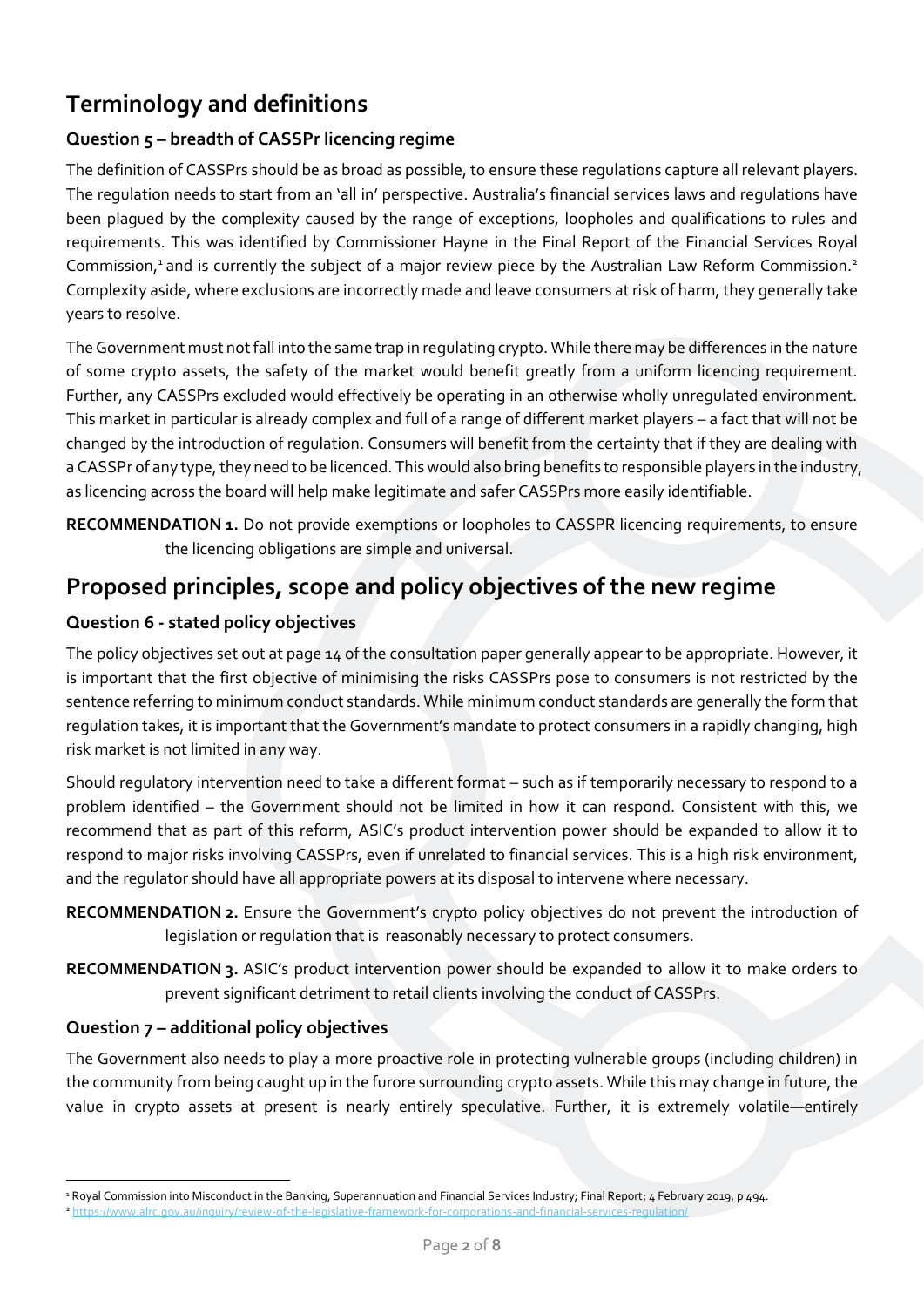# Terminology and definitions

### Question 5 – breadth of CASSPr licencing regime

The definition of CASSPrs should be as broad as possible, to ensure these regulations capture all relevant players. The regulation needs to start from an 'all in' perspective. Australia's financial services laws and regulations have been plagued by the complexity caused by the range of exceptions, loopholes and qualifications to rules and requirements. This was identified by Commissioner Hayne in the Final Report of the Financial Services Royal Commission,[1] and is currently the subject of a major review piece by the Australian Law Reform Commission.[2] Complexity aside, where exclusions are incorrectly made and leave consumers at risk of harm, they generally take years to resolve.

The Government must not fall into the same trap in regulating crypto. While there may be differences in the nature of some crypto assets, the safety of the market would benefit greatly from a uniform licencing requirement. Further, any CASSPrs excluded would effectively be operating in an otherwise wholly unregulated environment. This market in particular is already complex and full of a range of different market players – a fact that will not be changed by the introduction of regulation. Consumers will benefit from the certainty that if they are dealing with a CASSPr of any type, they need to be licenced. This would also bring benefits to responsible players in the industry, as licencing across the board will help make legitimate and safer CASSPrs more easily identifiable.

**RECOMMENDATION 1.** Do not provide exemptions or loopholes to CASSPR licencing requirements, to ensure the licencing obligations are simple and universal.

# Proposed principles, scope and policy objectives of the new regime

### Question 6 - stated policy objectives

The policy objectives set out at page 14 of the consultation paper generally appear to be appropriate. However, it is important that the first objective of minimising the risks CASSPrs pose to consumers is not restricted by the sentence referring to minimum conduct standards. While minimum conduct standards are generally the form that regulation takes, it is important that the Government's mandate to protect consumers in a rapidly changing, high risk market is not limited in any way.

Should regulatory intervention need to take a different format – such as if temporarily necessary to respond to a problem identified – the Government should not be limited in how it can respond. Consistent with this, we recommend that as part of this reform, ASIC's product intervention power should be expanded to allow it to respond to major risks involving CASSPrs, even if unrelated to financial services. This is a high risk environment, and the regulator should have all appropriate powers at its disposal to intervene where necessary.

**RECOMMENDATION 2.** Ensure the Government's crypto policy objectives do not prevent the introduction of legislation or regulation that is reasonably necessary to protect consumers.

**RECOMMENDATION 3.** ASIC's product intervention power should be expanded to allow it to make orders to prevent significant detriment to retail clients involving the conduct of CASSPrs.

### Question 7 – additional policy objectives

The Government also needs to play a more proactive role in protecting vulnerable groups (including children) in the community from being caught up in the furore surrounding crypto assets. While this may change in future, the value in crypto assets at present is nearly entirely speculative. Further, it is extremely volatile—entirely

[1] Royal Commission into Misconduct in the Banking, Superannuation and Financial Services Industry; Final Report; 4 February 2019, p 494.

[2] https://www.alrc.gov.au/inquiry/review-of-the-legislative-framework-for-corporations-and-financial-services-regulation/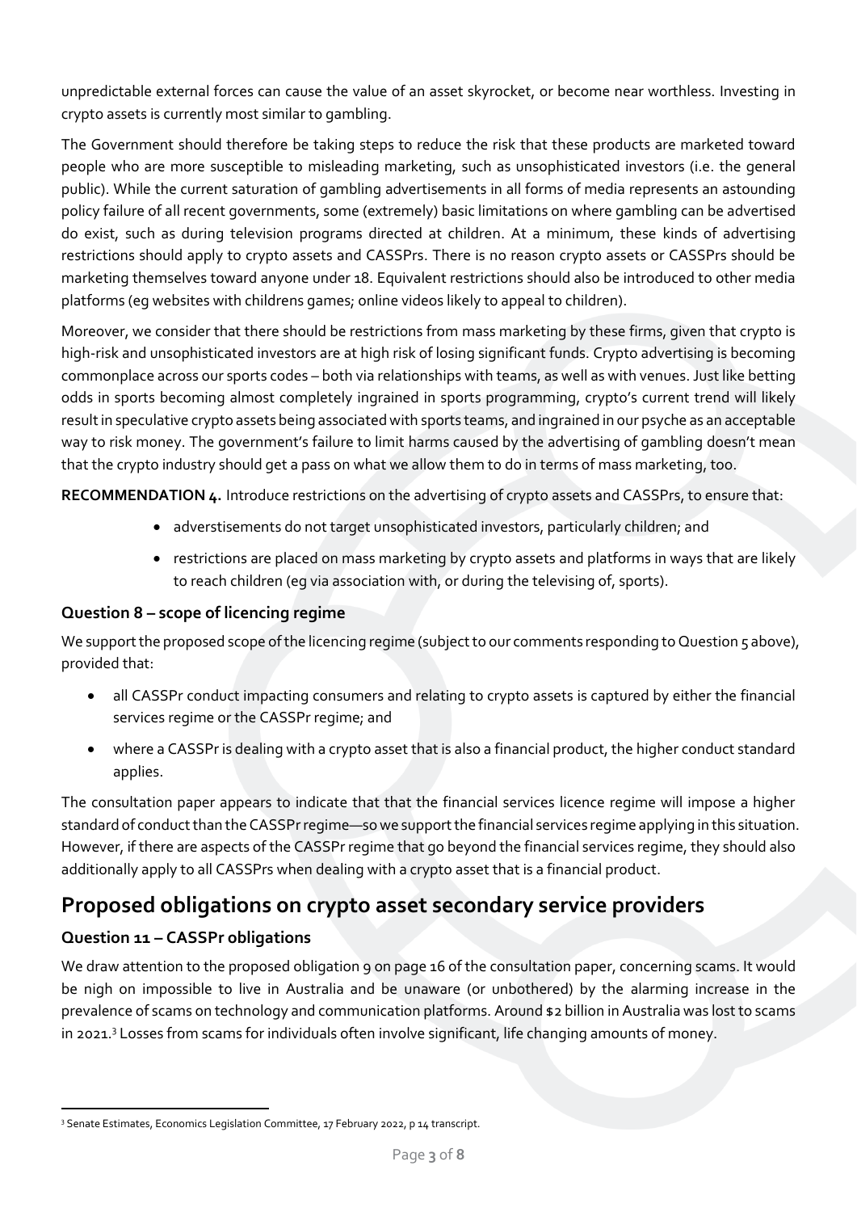unpredictable external forces can cause the value of an asset skyrocket, or become near worthless. Investing in crypto assets is currently most similar to gambling.

The Government should therefore be taking steps to reduce the risk that these products are marketed toward people who are more susceptible to misleading marketing, such as unsophisticated investors (i.e. the general public). While the current saturation of gambling advertisements in all forms of media represents an astounding policy failure of all recent governments, some (extremely) basic limitations on where gambling can be advertised do exist, such as during television programs directed at children. At a minimum, these kinds of advertising restrictions should apply to crypto assets and CASSPrs. There is no reason crypto assets or CASSPrs should be marketing themselves toward anyone under 18. Equivalent restrictions should also be introduced to other media platforms (eg websites with childrens games; online videos likely to appeal to children).

Moreover, we consider that there should be restrictions from mass marketing by these firms, given that crypto is high-risk and unsophisticated investors are at high risk of losing significant funds. Crypto advertising is becoming commonplace across our sports codes – both via relationships with teams, as well as with venues. Just like betting odds in sports becoming almost completely ingrained in sports programming, crypto's current trend will likely result in speculative crypto assets being associated with sports teams, and ingrained in our psyche as an acceptable way to risk money. The government's failure to limit harms caused by the advertising of gambling doesn't mean that the crypto industry should get a pass on what we allow them to do in terms of mass marketing, too.

**RECOMMENDATION 4.** Introduce restrictions on the advertising of crypto assets and CASSPrs, to ensure that:

- adverstisements do not target unsophisticated investors, particularly children; and
- restrictions are placed on mass marketing by crypto assets and platforms in ways that are likely to reach children (eg via association with, or during the televising of, sports).

### Question 8 – scope of licencing regime

We support the proposed scope of the licencing regime (subject to our comments responding to Question 5 above), provided that:

- all CASSPr conduct impacting consumers and relating to crypto assets is captured by either the financial services regime or the CASSPr regime; and
- where a CASSPr is dealing with a crypto asset that is also a financial product, the higher conduct standard applies.

The consultation paper appears to indicate that that the financial services licence regime will impose a higher standard of conduct than the CASSPr regime—so we support the financial services regime applying in this situation. However, if there are aspects of the CASSPr regime that go beyond the financial services regime, they should also additionally apply to all CASSPrs when dealing with a crypto asset that is a financial product.

## Proposed obligations on crypto asset secondary service providers

### Question 11 – CASSPr obligations

We draw attention to the proposed obligation 9 on page 16 of the consultation paper, concerning scams. It would be nigh on impossible to live in Australia and be unaware (or unbothered) by the alarming increase in the prevalence of scams on technology and communication platforms. Around $2 billion in Australia was lost to scams in 2021.[3] Losses from scams for individuals often involve significant, life changing amounts of money.

---

[3] Senate Estimates, Economics Legislation Committee, 17 February 2022, p 14 transcript.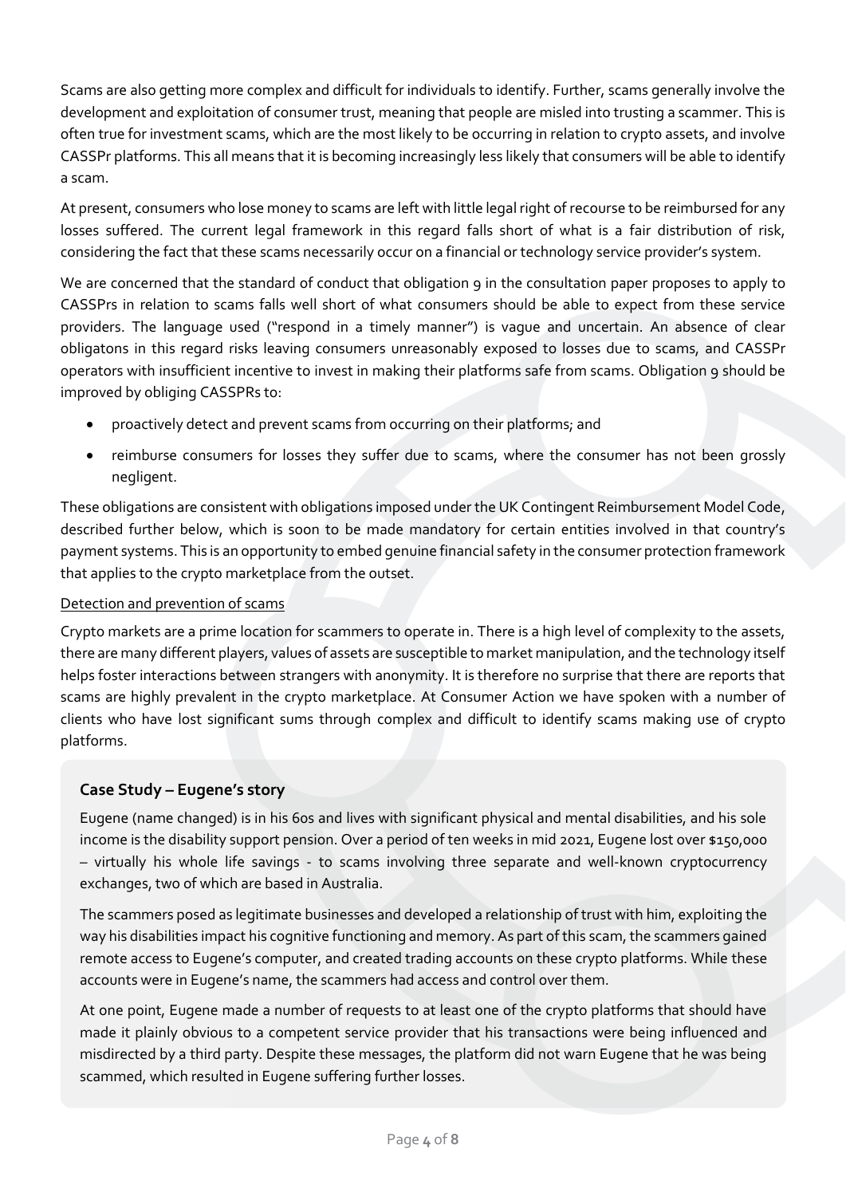Scams are also getting more complex and difficult for individuals to identify. Further, scams generally involve the development and exploitation of consumer trust, meaning that people are misled into trusting a scammer. This is often true for investment scams, which are the most likely to be occurring in relation to crypto assets, and involve CASSPr platforms. This all means that it is becoming increasingly less likely that consumers will be able to identify a scam.

At present, consumers who lose money to scams are left with little legal right of recourse to be reimbursed for any losses suffered. The current legal framework in this regard falls short of what is a fair distribution of risk, considering the fact that these scams necessarily occur on a financial or technology service provider's system.

We are concerned that the standard of conduct that obligation 9 in the consultation paper proposes to apply to CASSPrs in relation to scams falls well short of what consumers should be able to expect from these service providers. The language used ("respond in a timely manner") is vague and uncertain. An absence of clear obligatons in this regard risks leaving consumers unreasonably exposed to losses due to scams, and CASSPr operators with insufficient incentive to invest in making their platforms safe from scams. Obligation 9 should be improved by obliging CASSPRs to:

- proactively detect and prevent scams from occurring on their platforms; and
- reimburse consumers for losses they suffer due to scams, where the consumer has not been grossly negligent.

These obligations are consistent with obligations imposed under the UK Contingent Reimbursement Model Code, described further below, which is soon to be made mandatory for certain entities involved in that country's payment systems. This is an opportunity to embed genuine financial safety in the consumer protection framework that applies to the crypto marketplace from the outset.

<u>Detection and prevention of scams</u>

Crypto markets are a prime location for scammers to operate in. There is a high level of complexity to the assets, there are many different players, values of assets are susceptible to market manipulation, and the technology itself helps foster interactions between strangers with anonymity. It is therefore no surprise that there are reports that scams are highly prevalent in the crypto marketplace. At Consumer Action we have spoken with a number of clients who have lost significant sums through complex and difficult to identify scams making use of crypto platforms.

### Case Study – Eugene's story

Eugene (name changed) is in his 60s and lives with significant physical and mental disabilities, and his sole income is the disability support pension. Over a period of ten weeks in mid 2021, Eugene lost over $150,000 – virtually his whole life savings - to scams involving three separate and well-known cryptocurrency exchanges, two of which are based in Australia.

The scammers posed as legitimate businesses and developed a relationship of trust with him, exploiting the way his disabilities impact his cognitive functioning and memory. As part of this scam, the scammers gained remote access to Eugene's computer, and created trading accounts on these crypto platforms. While these accounts were in Eugene's name, the scammers had access and control over them.

At one point, Eugene made a number of requests to at least one of the crypto platforms that should have made it plainly obvious to a competent service provider that his transactions were being influenced and misdirected by a third party. Despite these messages, the platform did not warn Eugene that he was being scammed, which resulted in Eugene suffering further losses.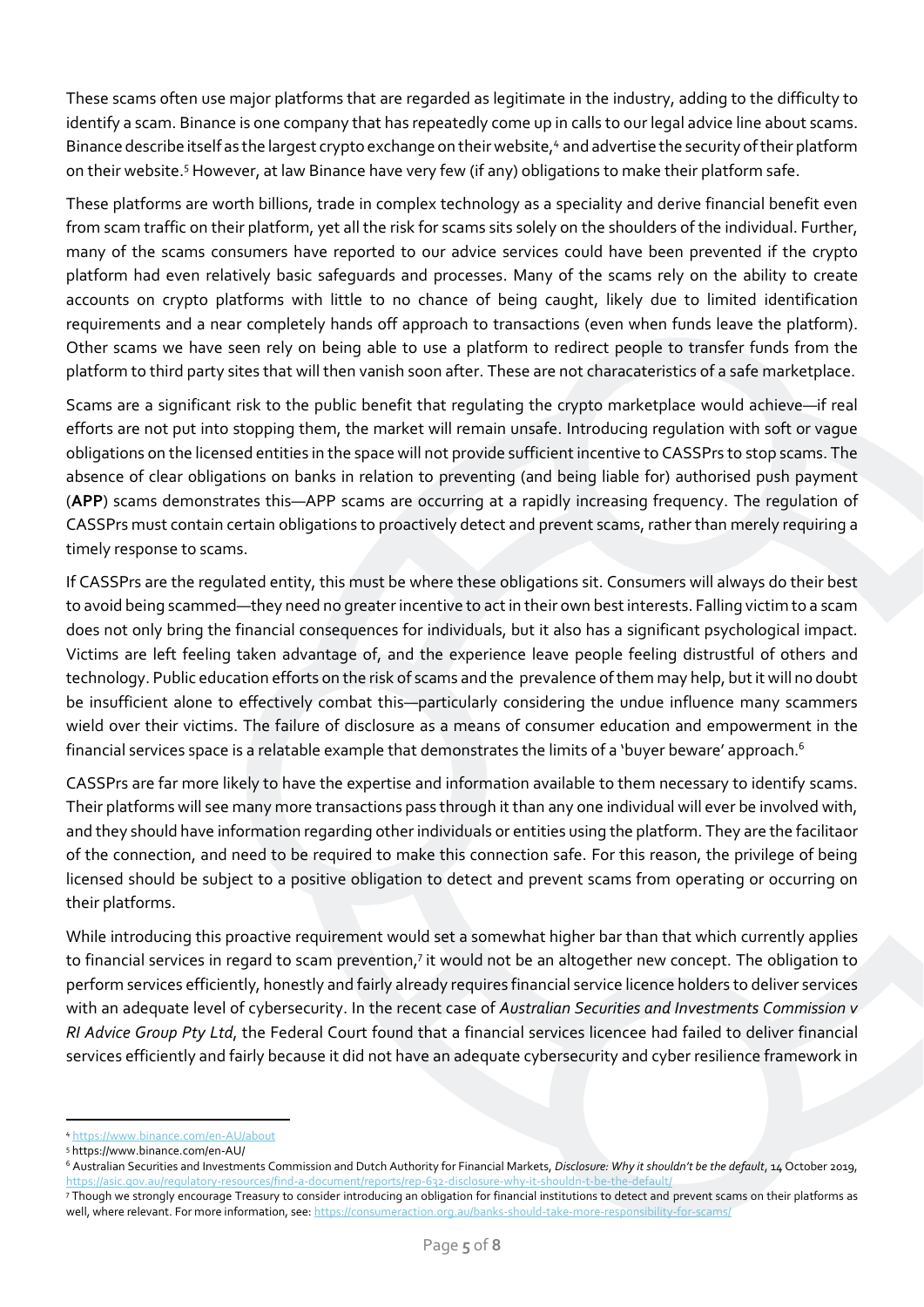These scams often use major platforms that are regarded as legitimate in the industry, adding to the difficulty to identify a scam. Binance is one company that has repeatedly come up in calls to our legal advice line about scams. Binance describe itself as the largest crypto exchange on their website,[4] and advertise the security of their platform on their website.[5] However, at law Binance have very few (if any) obligations to make their platform safe.

These platforms are worth billions, trade in complex technology as a speciality and derive financial benefit even from scam traffic on their platform, yet all the risk for scams sits solely on the shoulders of the individual. Further, many of the scams consumers have reported to our advice services could have been prevented if the crypto platform had even relatively basic safeguards and processes. Many of the scams rely on the ability to create accounts on crypto platforms with little to no chance of being caught, likely due to limited identification requirements and a near completely hands off approach to transactions (even when funds leave the platform). Other scams we have seen rely on being able to use a platform to redirect people to transfer funds from the platform to third party sites that will then vanish soon after. These are not characateristics of a safe marketplace.

Scams are a significant risk to the public benefit that regulating the crypto marketplace would achieve—if real efforts are not put into stopping them, the market will remain unsafe. Introducing regulation with soft or vague obligations on the licensed entities in the space will not provide sufficient incentive to CASSPrs to stop scams. The absence of clear obligations on banks in relation to preventing (and being liable for) authorised push payment (**APP**) scams demonstrates this—APP scams are occurring at a rapidly increasing frequency. The regulation of CASSPrs must contain certain obligations to proactively detect and prevent scams, rather than merely requiring a timely response to scams.

If CASSPrs are the regulated entity, this must be where these obligations sit. Consumers will always do their best to avoid being scammed—they need no greater incentive to act in their own best interests. Falling victim to a scam does not only bring the financial consequences for individuals, but it also has a significant psychological impact. Victims are left feeling taken advantage of, and the experience leave people feeling distrustful of others and technology. Public education efforts on the risk of scams and the prevalence of them may help, but it will no doubt be insufficient alone to effectively combat this—particularly considering the undue influence many scammers wield over their victims. The failure of disclosure as a means of consumer education and empowerment in the financial services space is a relatable example that demonstrates the limits of a 'buyer beware' approach.[6]

CASSPrs are far more likely to have the expertise and information available to them necessary to identify scams. Their platforms will see many more transactions pass through it than any one individual will ever be involved with, and they should have information regarding other individuals or entities using the platform. They are the facilitaor of the connection, and need to be required to make this connection safe. For this reason, the privilege of being licensed should be subject to a positive obligation to detect and prevent scams from operating or occurring on their platforms.

While introducing this proactive requirement would set a somewhat higher bar than that which currently applies to financial services in regard to scam prevention,[7] it would not be an altogether new concept. The obligation to perform services efficiently, honestly and fairly already requires financial service licence holders to deliver services with an adequate level of cybersecurity. In the recent case of *Australian Securities and Investments Commission v RI Advice Group Pty Ltd*, the Federal Court found that a financial services licencee had failed to deliver financial services efficiently and fairly because it did not have an adequate cybersecurity and cyber resilience framework in

---

[4] https://www.binance.com/en-AU/about

[5] https://www.binance.com/en-AU/

[6] Australian Securities and Investments Commission and Dutch Authority for Financial Markets, *Disclosure: Why it shouldn't be the default*, 14 October 2019, https://asic.gov.au/regulatory-resources/find-a-document/reports/rep-632-disclosure-why-it-shouldn-t-be-the-default/

[7] Though we strongly encourage Treasury to consider introducing an obligation for financial institutions to detect and prevent scams on their platforms as well, where relevant. For more information, see: https://consumeraction.org.au/banks-should-take-more-responsibility-for-scams/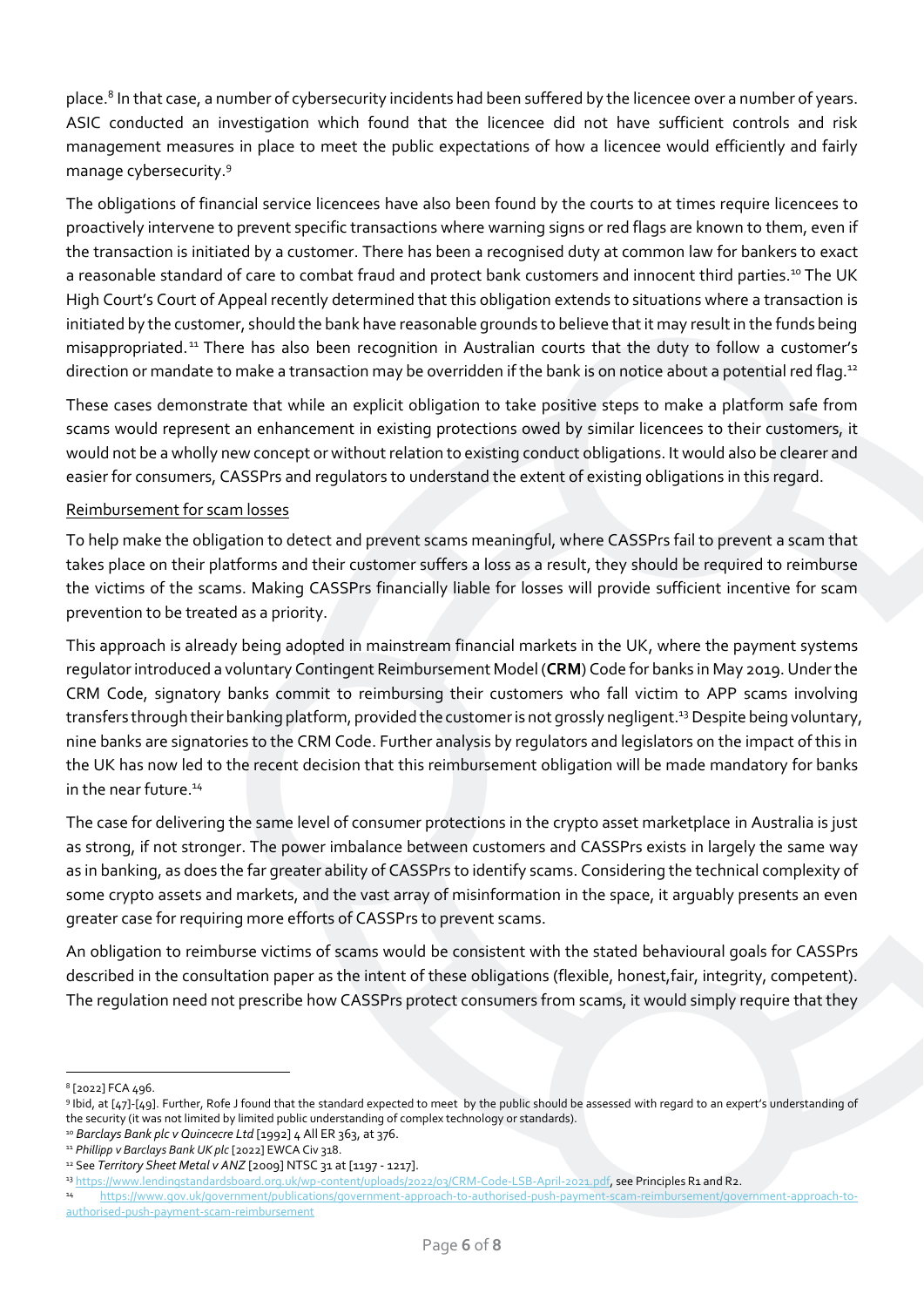place.[8] In that case, a number of cybersecurity incidents had been suffered by the licencee over a number of years. ASIC conducted an investigation which found that the licencee did not have sufficient controls and risk management measures in place to meet the public expectations of how a licencee would efficiently and fairly manage cybersecurity.[9]

The obligations of financial service licencees have also been found by the courts to at times require licencees to proactively intervene to prevent specific transactions where warning signs or red flags are known to them, even if the transaction is initiated by a customer. There has been a recognised duty at common law for bankers to exact a reasonable standard of care to combat fraud and protect bank customers and innocent third parties.[10] The UK High Court's Court of Appeal recently determined that this obligation extends to situations where a transaction is initiated by the customer, should the bank have reasonable grounds to believe that it may result in the funds being misappropriated.[11] There has also been recognition in Australian courts that the duty to follow a customer's direction or mandate to make a transaction may be overridden if the bank is on notice about a potential red flag.[12]

These cases demonstrate that while an explicit obligation to take positive steps to make a platform safe from scams would represent an enhancement in existing protections owed by similar licencees to their customers, it would not be a wholly new concept or without relation to existing conduct obligations. It would also be clearer and easier for consumers, CASSPrs and regulators to understand the extent of existing obligations in this regard.

<u>Reimbursement for scam losses</u>

To help make the obligation to detect and prevent scams meaningful, where CASSPrs fail to prevent a scam that takes place on their platforms and their customer suffers a loss as a result, they should be required to reimburse the victims of the scams. Making CASSPrs financially liable for losses will provide sufficient incentive for scam prevention to be treated as a priority.

This approach is already being adopted in mainstream financial markets in the UK, where the payment systems regulator introduced a voluntary Contingent Reimbursement Model (**CRM**) Code for banks in May 2019. Under the CRM Code, signatory banks commit to reimbursing their customers who fall victim to APP scams involving transfers through their banking platform, provided the customer is not grossly negligent.[13] Despite being voluntary, nine banks are signatories to the CRM Code. Further analysis by regulators and legislators on the impact of this in the UK has now led to the recent decision that this reimbursement obligation will be made mandatory for banks in the near future.[14]

The case for delivering the same level of consumer protections in the crypto asset marketplace in Australia is just as strong, if not stronger. The power imbalance between customers and CASSPrs exists in largely the same way as in banking, as does the far greater ability of CASSPrs to identify scams. Considering the technical complexity of some crypto assets and markets, and the vast array of misinformation in the space, it arguably presents an even greater case for requiring more efforts of CASSPrs to prevent scams.

An obligation to reimburse victims of scams would be consistent with the stated behavioural goals for CASSPrs described in the consultation paper as the intent of these obligations (flexible, honest,fair, integrity, competent). The regulation need not prescribe how CASSPrs protect consumers from scams, it would simply require that they

---

[8] [2022] FCA 496.

[9] Ibid, at [47]-[49]. Further, Rofe J found that the standard expected to meet by the public should be assessed with regard to an expert's understanding of the security (it was not limited by limited public understanding of complex technology or standards).

[10] *Barclays Bank plc v Quincecre Ltd* [1992] 4 All ER 363, at 376.

[11] *Phillipp v Barclays Bank UK plc* [2022] EWCA Civ 318.

[12] See *Territory Sheet Metal v ANZ* [2009] NTSC 31 at [1197 - 1217].

[13] https://www.lendingstandardsboard.org.uk/wp-content/uploads/2022/03/CRM-Code-LSB-April-2021.pdf, see Principles R1 and R2.

[14] https://www.gov.uk/government/publications/government-approach-to-authorised-push-payment-scam-reimbursement/government-approach-to-authorised-push-payment-scam-reimbursement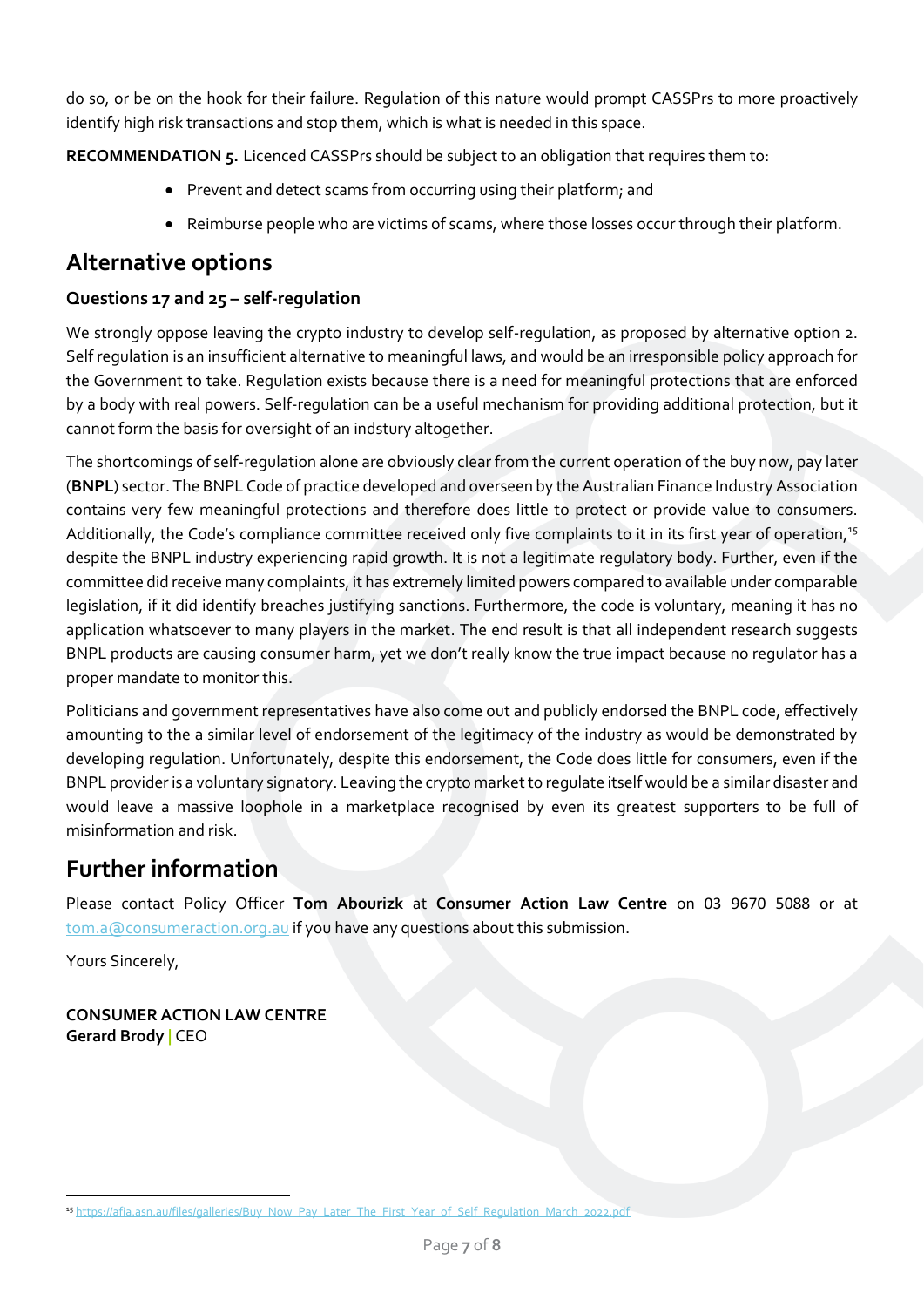do so, or be on the hook for their failure. Regulation of this nature would prompt CASSPrs to more proactively identify high risk transactions and stop them, which is what is needed in this space.

**RECOMMENDATION 5.** Licenced CASSPrs should be subject to an obligation that requires them to:

- Prevent and detect scams from occurring using their platform; and
- Reimburse people who are victims of scams, where those losses occur through their platform.

## Alternative options

### Questions 17 and 25 – self-regulation

We strongly oppose leaving the crypto industry to develop self-regulation, as proposed by alternative option 2. Self regulation is an insufficient alternative to meaningful laws, and would be an irresponsible policy approach for the Government to take. Regulation exists because there is a need for meaningful protections that are enforced by a body with real powers. Self-regulation can be a useful mechanism for providing additional protection, but it cannot form the basis for oversight of an indstury altogether.

The shortcomings of self-regulation alone are obviously clear from the current operation of the buy now, pay later (**BNPL**) sector. The BNPL Code of practice developed and overseen by the Australian Finance Industry Association contains very few meaningful protections and therefore does little to protect or provide value to consumers. Additionally, the Code's compliance committee received only five complaints to it in its first year of operation,[15] despite the BNPL industry experiencing rapid growth. It is not a legitimate regulatory body. Further, even if the committee did receive many complaints, it has extremely limited powers compared to available under comparable legislation, if it did identify breaches justifying sanctions. Furthermore, the code is voluntary, meaning it has no application whatsoever to many players in the market. The end result is that all independent research suggests BNPL products are causing consumer harm, yet we don't really know the true impact because no regulator has a proper mandate to monitor this.

Politicians and government representatives have also come out and publicly endorsed the BNPL code, effectively amounting to the a similar level of endorsement of the legitimacy of the industry as would be demonstrated by developing regulation. Unfortunately, despite this endorsement, the Code does little for consumers, even if the BNPL provider is a voluntary signatory. Leaving the crypto market to regulate itself would be a similar disaster and would leave a massive loophole in a marketplace recognised by even its greatest supporters to be full of misinformation and risk.

## Further information

Please contact Policy Officer **Tom Abourizk** at **Consumer Action Law Centre** on 03 9670 5088 or at tom.a@consumeraction.org.au if you have any questions about this submission.

Yours Sincerely,

**CONSUMER ACTION LAW CENTRE**
**Gerard Brody** | CEO

---

[15] https://afia.asn.au/files/galleries/Buy_Now_Pay_Later_The_First_Year_of_Self_Regulation_March_2022.pdf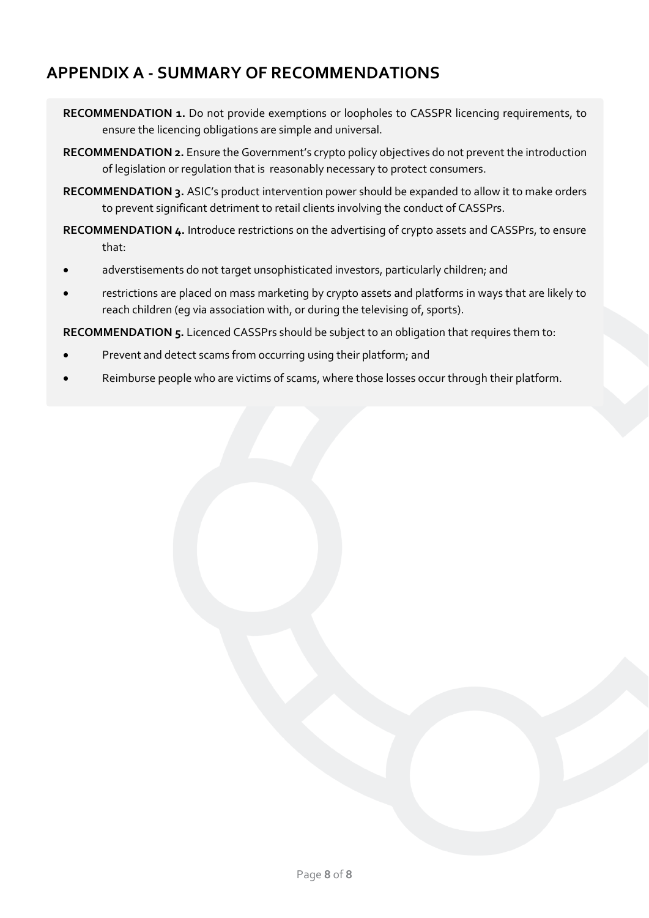## APPENDIX A - SUMMARY OF RECOMMENDATIONS

**RECOMMENDATION 1.** Do not provide exemptions or loopholes to CASSPR licencing requirements, to ensure the licencing obligations are simple and universal.

**RECOMMENDATION 2.** Ensure the Government's crypto policy objectives do not prevent the introduction of legislation or regulation that is reasonably necessary to protect consumers.

**RECOMMENDATION 3.** ASIC's product intervention power should be expanded to allow it to make orders to prevent significant detriment to retail clients involving the conduct of CASSPrs.

**RECOMMENDATION 4.** Introduce restrictions on the advertising of crypto assets and CASSPrs, to ensure that:

- adverstisements do not target unsophisticated investors, particularly children; and
- restrictions are placed on mass marketing by crypto assets and platforms in ways that are likely to reach children (eg via association with, or during the televising of, sports).

**RECOMMENDATION 5.** Licenced CASSPrs should be subject to an obligation that requires them to:

- Prevent and detect scams from occurring using their platform; and
- Reimburse people who are victims of scams, where those losses occur through their platform.